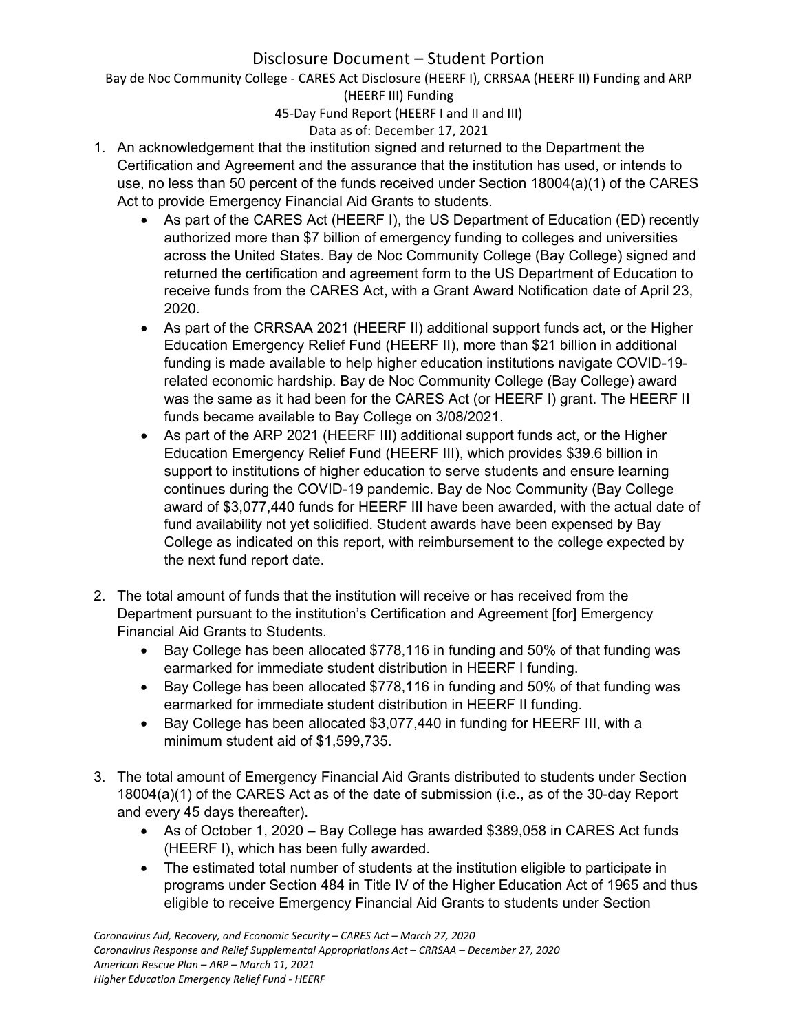# Disclosure Document – Student Portion

Bay de Noc Community College - CARES Act Disclosure (HEERF I), CRRSAA (HEERF II) Funding and ARP (HEERF III) Funding

45-Day Fund Report (HEERF I and II and III)

Data as of: December 17, 2021

1. An acknowledgement that the institution signed and returned to the Department the Certification and Agreement and the assurance that the institution has used, or intends to use, no less than 50 percent of the funds received under Section 18004(a)(1) of the CARES Act to provide Emergency Financial Aid Grants to students.
   - As part of the CARES Act (HEERF I), the US Department of Education (ED) recently authorized more than $7 billion of emergency funding to colleges and universities across the United States. Bay de Noc Community College (Bay College) signed and returned the certification and agreement form to the US Department of Education to receive funds from the CARES Act, with a Grant Award Notification date of April 23, 2020.
   - As part of the CRRSAA 2021 (HEERF II) additional support funds act, or the Higher Education Emergency Relief Fund (HEERF II), more than $21 billion in additional funding is made available to help higher education institutions navigate COVID-19-related economic hardship. Bay de Noc Community College (Bay College) award was the same as it had been for the CARES Act (or HEERF I) grant. The HEERF II funds became available to Bay College on 3/08/2021.
   - As part of the ARP 2021 (HEERF III) additional support funds act, or the Higher Education Emergency Relief Fund (HEERF III), which provides $39.6 billion in support to institutions of higher education to serve students and ensure learning continues during the COVID-19 pandemic. Bay de Noc Community (Bay College award of $3,077,440 funds for HEERF III have been awarded, with the actual date of fund availability not yet solidified. Student awards have been expensed by Bay College as indicated on this report, with reimbursement to the college expected by the next fund report date.

2. The total amount of funds that the institution will receive or has received from the Department pursuant to the institution's Certification and Agreement [for] Emergency Financial Aid Grants to Students.
   - Bay College has been allocated $778,116 in funding and 50% of that funding was earmarked for immediate student distribution in HEERF I funding.
   - Bay College has been allocated $778,116 in funding and 50% of that funding was earmarked for immediate student distribution in HEERF II funding.
   - Bay College has been allocated $3,077,440 in funding for HEERF III, with a minimum student aid of $1,599,735.

3. The total amount of Emergency Financial Aid Grants distributed to students under Section 18004(a)(1) of the CARES Act as of the date of submission (i.e., as of the 30-day Report and every 45 days thereafter).
   - As of October 1, 2020 – Bay College has awarded $389,058 in CARES Act funds (HEERF I), which has been fully awarded.
   - The estimated total number of students at the institution eligible to participate in programs under Section 484 in Title IV of the Higher Education Act of 1965 and thus eligible to receive Emergency Financial Aid Grants to students under Section

*Coronavirus Aid, Recovery, and Economic Security – CARES Act – March 27, 2020*
*Coronavirus Response and Relief Supplemental Appropriations Act – CRRSAA – December 27, 2020*
*American Rescue Plan – ARP – March 11, 2021*
*Higher Education Emergency Relief Fund - HEERF*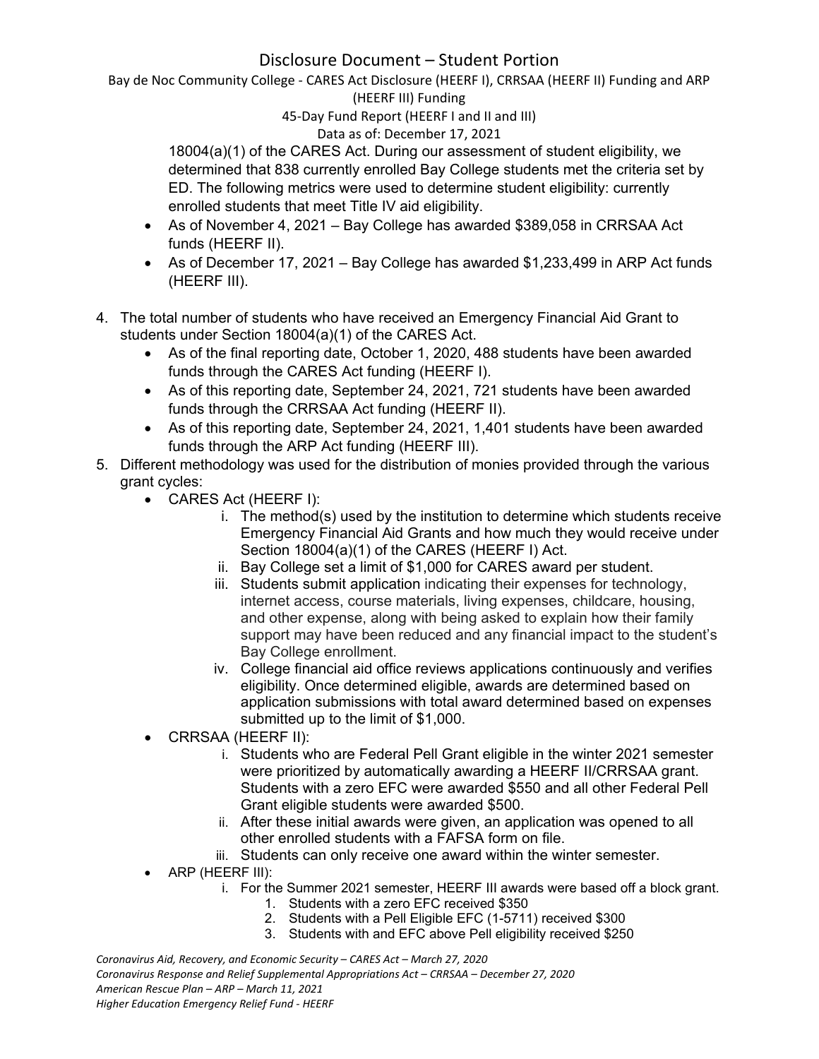18004(a)(1) of the CARES Act. During our assessment of student eligibility, we determined that 838 currently enrolled Bay College students met the criteria set by ED. The following metrics were used to determine student eligibility: currently enrolled students that meet Title IV aid eligibility.

- As of November 4, 2021 – Bay College has awarded $389,058 in CRRSAA Act funds (HEERF II).
- As of December 17, 2021 – Bay College has awarded $1,233,499 in ARP Act funds (HEERF III).

4. The total number of students who have received an Emergency Financial Aid Grant to students under Section 18004(a)(1) of the CARES Act.
   - As of the final reporting date, October 1, 2020, 488 students have been awarded funds through the CARES Act funding (HEERF I).
   - As of this reporting date, September 24, 2021, 721 students have been awarded funds through the CRRSAA Act funding (HEERF II).
   - As of this reporting date, September 24, 2021, 1,401 students have been awarded funds through the ARP Act funding (HEERF III).
5. Different methodology was used for the distribution of monies provided through the various grant cycles:
   - CARES Act (HEERF I):
     - i. The method(s) used by the institution to determine which students receive Emergency Financial Aid Grants and how much they would receive under Section 18004(a)(1) of the CARES (HEERF I) Act.
     - ii. Bay College set a limit of $1,000 for CARES award per student.
     - iii. Students submit application indicating their expenses for technology, internet access, course materials, living expenses, childcare, housing, and other expense, along with being asked to explain how their family support may have been reduced and any financial impact to the student's Bay College enrollment.
     - iv. College financial aid office reviews applications continuously and verifies eligibility. Once determined eligible, awards are determined based on application submissions with total award determined based on expenses submitted up to the limit of $1,000.
   - CRRSAA (HEERF II):
     - i. Students who are Federal Pell Grant eligible in the winter 2021 semester were prioritized by automatically awarding a HEERF II/CRRSAA grant. Students with a zero EFC were awarded $550 and all other Federal Pell Grant eligible students were awarded $500.
     - ii. After these initial awards were given, an application was opened to all other enrolled students with a FAFSA form on file.
     - iii. Students can only receive one award within the winter semester.
   - ARP (HEERF III):
     - i. For the Summer 2021 semester, HEERF III awards were based off a block grant.
       1. Students with a zero EFC received $350
       2. Students with a Pell Eligible EFC (1-5711) received $300
       3. Students with and EFC above Pell eligibility received $250

*Coronavirus Aid, Recovery, and Economic Security – CARES Act – March 27, 2020*
*Coronavirus Response and Relief Supplemental Appropriations Act – CRRSAA – December 27, 2020*
*American Rescue Plan – ARP – March 11, 2021*
*Higher Education Emergency Relief Fund - HEERF*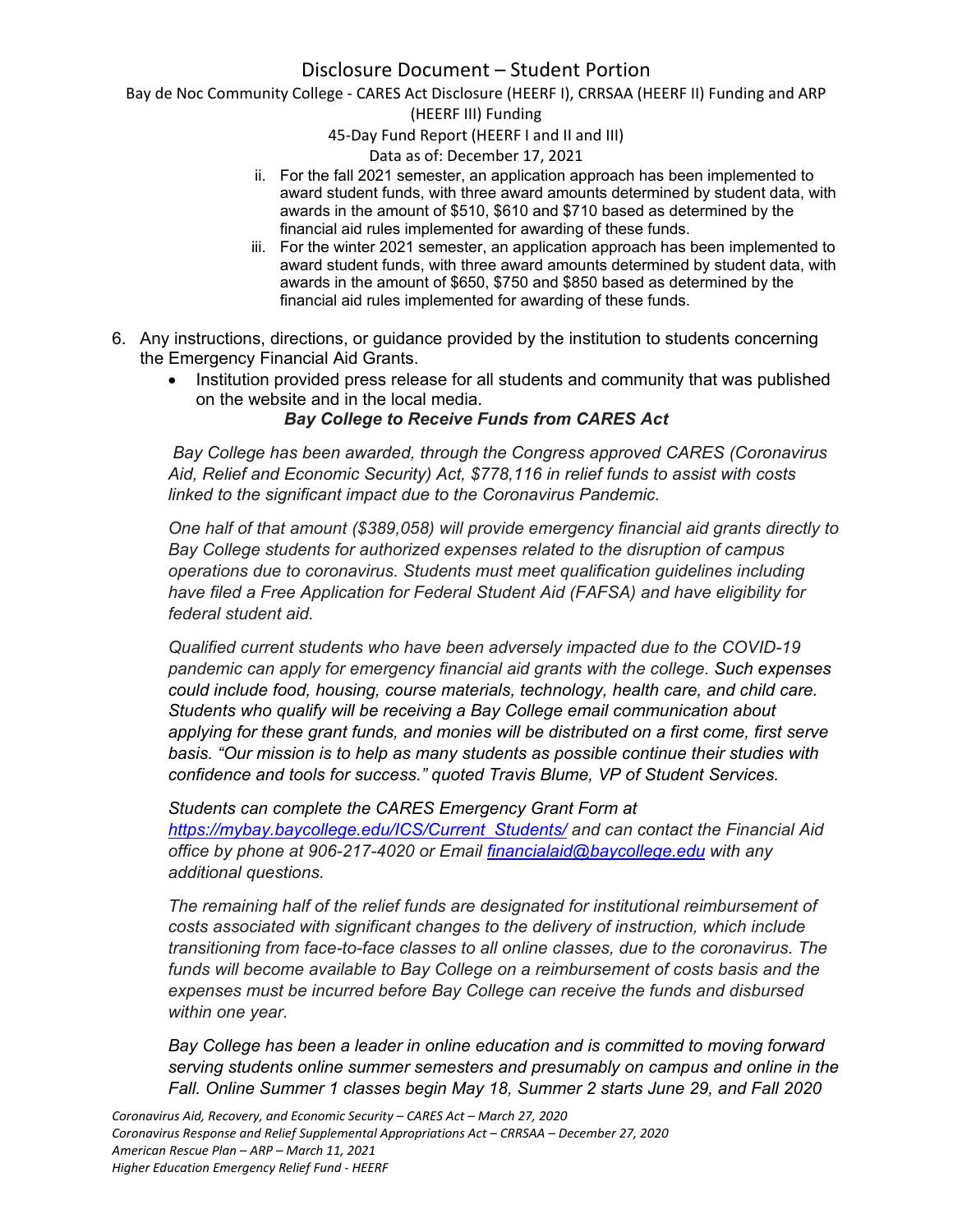ii. For the fall 2021 semester, an application approach has been implemented to award student funds, with three award amounts determined by student data, with awards in the amount of $510, $610 and $710 based as determined by the financial aid rules implemented for awarding of these funds.

iii. For the winter 2021 semester, an application approach has been implemented to award student funds, with three award amounts determined by student data, with awards in the amount of $650, $750 and $850 based as determined by the financial aid rules implemented for awarding of these funds.

6. Any instructions, directions, or guidance provided by the institution to students concerning the Emergency Financial Aid Grants.
   - Institution provided press release for all students and community that was published on the website and in the local media.

***Bay College to Receive Funds from CARES Act***

*Bay College has been awarded, through the Congress approved CARES (Coronavirus Aid, Relief and Economic Security) Act, $778,116 in relief funds to assist with costs linked to the significant impact due to the Coronavirus Pandemic.*

*One half of that amount ($389,058) will provide emergency financial aid grants directly to Bay College students for authorized expenses related to the disruption of campus operations due to coronavirus. Students must meet qualification guidelines including have filed a Free Application for Federal Student Aid (FAFSA) and have eligibility for federal student aid.*

*Qualified current students who have been adversely impacted due to the COVID-19 pandemic can apply for emergency financial aid grants with the college. Such expenses could include food, housing, course materials, technology, health care, and child care. Students who qualify will be receiving a Bay College email communication about applying for these grant funds, and monies will be distributed on a first come, first serve basis. "Our mission is to help as many students as possible continue their studies with confidence and tools for success." quoted Travis Blume, VP of Student Services.*

*Students can complete the CARES Emergency Grant Form at https://mybay.baycollege.edu/ICS/Current_Students/ and can contact the Financial Aid office by phone at 906-217-4020 or Email financialaid@baycollege.edu with any additional questions.*

*The remaining half of the relief funds are designated for institutional reimbursement of costs associated with significant changes to the delivery of instruction, which include transitioning from face-to-face classes to all online classes, due to the coronavirus. The funds will become available to Bay College on a reimbursement of costs basis and the expenses must be incurred before Bay College can receive the funds and disbursed within one year.*

*Bay College has been a leader in online education and is committed to moving forward serving students online summer semesters and presumably on campus and online in the Fall. Online Summer 1 classes begin May 18, Summer 2 starts June 29, and Fall 2020*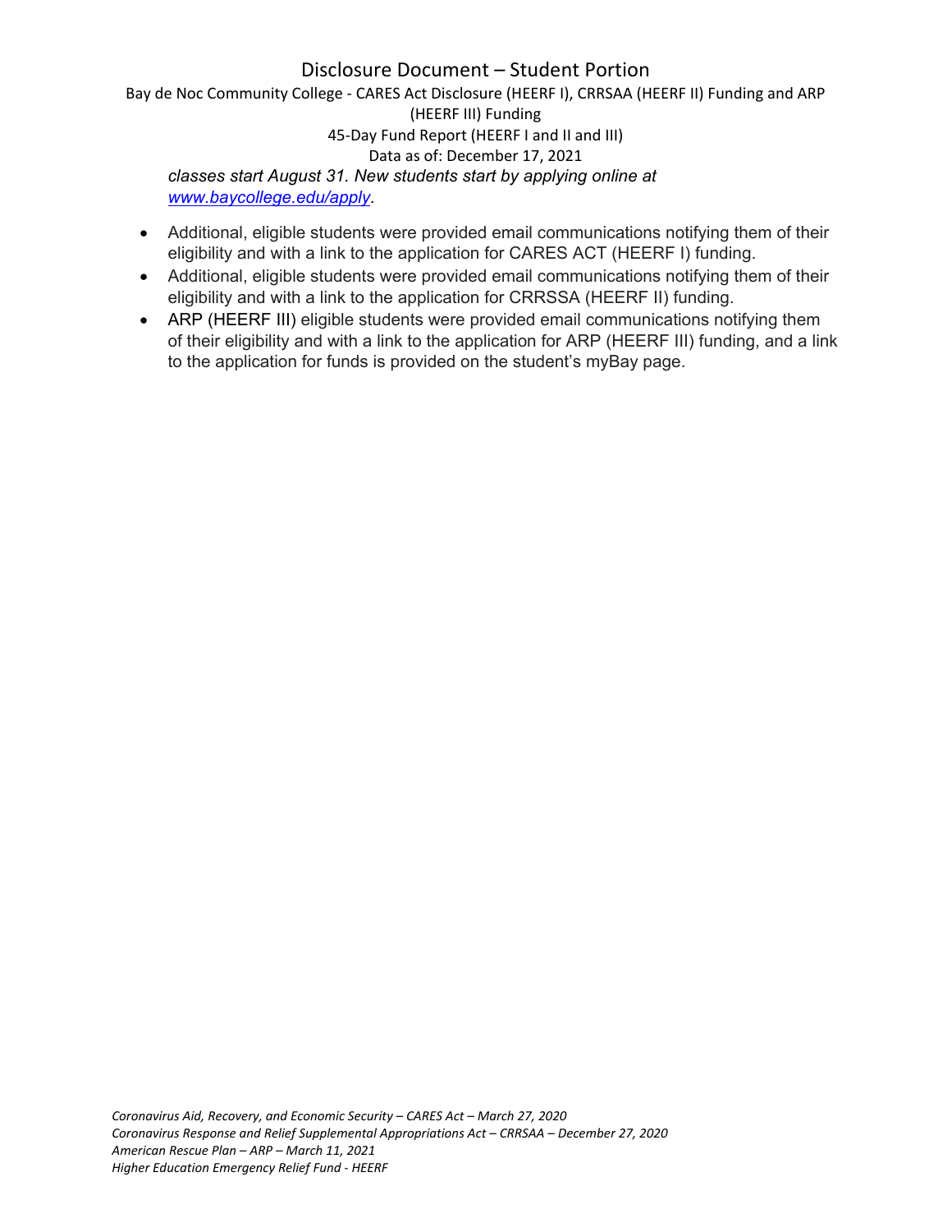*classes start August 31. New students start by applying online at [www.baycollege.edu/apply](http://www.baycollege.edu/apply).*

- Additional, eligible students were provided email communications notifying them of their eligibility and with a link to the application for CARES ACT (HEERF I) funding.
- Additional, eligible students were provided email communications notifying them of their eligibility and with a link to the application for CRRSSA (HEERF II) funding.
- ARP (HEERF III) eligible students were provided email communications notifying them of their eligibility and with a link to the application for ARP (HEERF III) funding, and a link to the application for funds is provided on the student's myBay page.